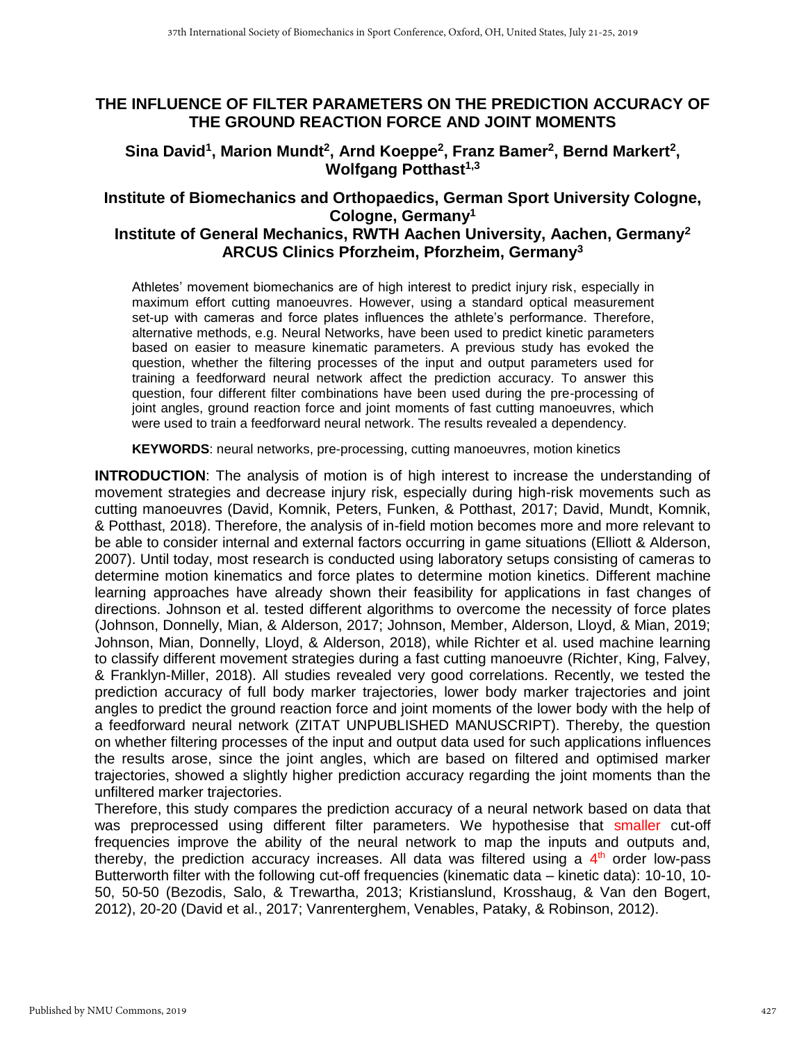# THE INFLUENCE OF FILTER PARAMETERS ON THE PREDICTION ACCURACY OF THE GROUND REACTION FORCE AND JOINT MOMENTS

**Sina David[1], Marion Mundt[2], Arnd Koeppe[2], Franz Bamer[2], Bernd Markert[2], Wolfgang Potthast[1,3]**

**Institute of Biomechanics and Orthopaedics, German Sport University Cologne, Cologne, Germany[1]**
**Institute of General Mechanics, RWTH Aachen University, Aachen, Germany[2]**
**ARCUS Clinics Pforzheim, Pforzheim, Germany[3]**

Athletes' movement biomechanics are of high interest to predict injury risk, especially in maximum effort cutting manoeuvres. However, using a standard optical measurement set-up with cameras and force plates influences the athlete's performance. Therefore, alternative methods, e.g. Neural Networks, have been used to predict kinetic parameters based on easier to measure kinematic parameters. A previous study has evoked the question, whether the filtering processes of the input and output parameters used for training a feedforward neural network affect the prediction accuracy. To answer this question, four different filter combinations have been used during the pre-processing of joint angles, ground reaction force and joint moments of fast cutting manoeuvres, which were used to train a feedforward neural network. The results revealed a dependency.

**KEYWORDS**: neural networks, pre-processing, cutting manoeuvres, motion kinetics

**INTRODUCTION**: The analysis of motion is of high interest to increase the understanding of movement strategies and decrease injury risk, especially during high-risk movements such as cutting manoeuvres (David, Komnik, Peters, Funken, & Potthast, 2017; David, Mundt, Komnik, & Potthast, 2018). Therefore, the analysis of in-field motion becomes more and more relevant to be able to consider internal and external factors occurring in game situations (Elliott & Alderson, 2007). Until today, most research is conducted using laboratory setups consisting of cameras to determine motion kinematics and force plates to determine motion kinetics. Different machine learning approaches have already shown their feasibility for applications in fast changes of directions. Johnson et al. tested different algorithms to overcome the necessity of force plates (Johnson, Donnelly, Mian, & Alderson, 2017; Johnson, Member, Alderson, Lloyd, & Mian, 2019; Johnson, Mian, Donnelly, Lloyd, & Alderson, 2018), while Richter et al. used machine learning to classify different movement strategies during a fast cutting manoeuvre (Richter, King, Falvey, & Franklyn-Miller, 2018). All studies revealed very good correlations. Recently, we tested the prediction accuracy of full body marker trajectories, lower body marker trajectories and joint angles to predict the ground reaction force and joint moments of the lower body with the help of a feedforward neural network (ZITAT UNPUBLISHED MANUSCRIPT). Thereby, the question on whether filtering processes of the input and output data used for such applications influences the results arose, since the joint angles, which are based on filtered and optimised marker trajectories, showed a slightly higher prediction accuracy regarding the joint moments than the unfiltered marker trajectories.

Therefore, this study compares the prediction accuracy of a neural network based on data that was preprocessed using different filter parameters. We hypothesise that smaller cut-off frequencies improve the ability of the neural network to map the inputs and outputs and, thereby, the prediction accuracy increases. All data was filtered using a 4th order low-pass Butterworth filter with the following cut-off frequencies (kinematic data – kinetic data): 10-10, 10-50, 50-50 (Bezodis, Salo, & Trewartha, 2013; Kristianslund, Krosshaug, & Van den Bogert, 2012), 20-20 (David et al., 2017; Vanrenterghem, Venables, Pataky, & Robinson, 2012).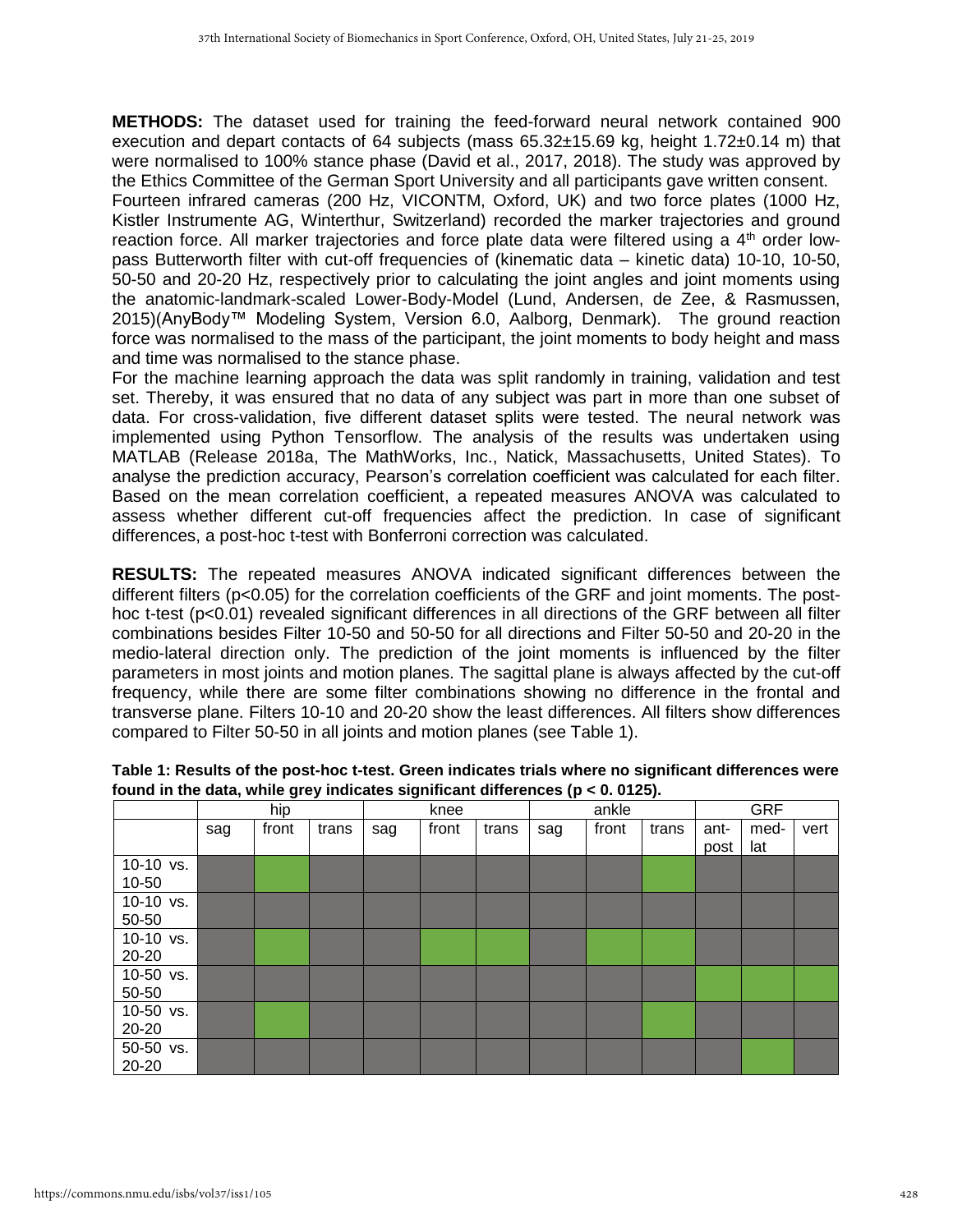**METHODS:** The dataset used for training the feed-forward neural network contained 900 execution and depart contacts of 64 subjects (mass 65.32±15.69 kg, height 1.72±0.14 m) that were normalised to 100% stance phase (David et al., 2017, 2018). The study was approved by the Ethics Committee of the German Sport University and all participants gave written consent.

Fourteen infrared cameras (200 Hz, VICONTM, Oxford, UK) and two force plates (1000 Hz, Kistler Instrumente AG, Winterthur, Switzerland) recorded the marker trajectories and ground reaction force. All marker trajectories and force plate data were filtered using a $4^{th}$ order low-pass Butterworth filter with cut-off frequencies of (kinematic data – kinetic data) 10-10, 10-50, 50-50 and 20-20 Hz, respectively prior to calculating the joint angles and joint moments using the anatomic-landmark-scaled Lower-Body-Model (Lund, Andersen, de Zee, & Rasmussen, 2015)(AnyBody™ Modeling System, Version 6.0, Aalborg, Denmark). The ground reaction force was normalised to the mass of the participant, the joint moments to body height and mass and time was normalised to the stance phase.

For the machine learning approach the data was split randomly in training, validation and test set. Thereby, it was ensured that no data of any subject was part in more than one subset of data. For cross-validation, five different dataset splits were tested. The neural network was implemented using Python Tensorflow. The analysis of the results was undertaken using MATLAB (Release 2018a, The MathWorks, Inc., Natick, Massachusetts, United States). To analyse the prediction accuracy, Pearson's correlation coefficient was calculated for each filter. Based on the mean correlation coefficient, a repeated measures ANOVA was calculated to assess whether different cut-off frequencies affect the prediction. In case of significant differences, a post-hoc t-test with Bonferroni correction was calculated.

**RESULTS:** The repeated measures ANOVA indicated significant differences between the different filters ($p<0.05$) for the correlation coefficients of the GRF and joint moments. The post-hoc t-test ($p<0.01$) revealed significant differences in all directions of the GRF between all filter combinations besides Filter 10-50 and 50-50 for all directions and Filter 50-50 and 20-20 in the medio-lateral direction only. The prediction of the joint moments is influenced by the filter parameters in most joints and motion planes. The sagittal plane is always affected by the cut-off frequency, while there are some filter combinations showing no difference in the frontal and transverse plane. Filters 10-10 and 20-20 show the least differences. All filters show differences compared to Filter 50-50 in all joints and motion planes (see Table 1).

**Table 1: Results of the post-hoc t-test. Green indicates trials where no significant differences were found in the data, while grey indicates significant differences ($p < 0.0125$).**

| | hip | | | knee | | | ankle | | | GRF | | |
|---|---|---|---|---|---|---|---|---|---|---|---|---|
| | sag | front | trans | sag | front | trans | sag | front | trans | ant-post | med-lat | vert |
| 10-10 vs. 10-50 | grey | green | grey | grey | grey | grey | grey | grey | green | grey | grey | grey |
| 10-10 vs. 50-50 | grey | grey | grey | grey | grey | grey | grey | grey | grey | grey | grey | grey |
| 10-10 vs. 20-20 | grey | green | grey | grey | green | green | grey | green | green | grey | grey | grey |
| 10-50 vs. 50-50 | grey | grey | grey | grey | grey | grey | grey | grey | grey | green | green | green |
| 10-50 vs. 20-20 | grey | green | grey | grey | grey | grey | grey | grey | green | grey | grey | grey |
| 50-50 vs. 20-20 | grey | grey | grey | grey | grey | grey | grey | grey | grey | grey | green | grey |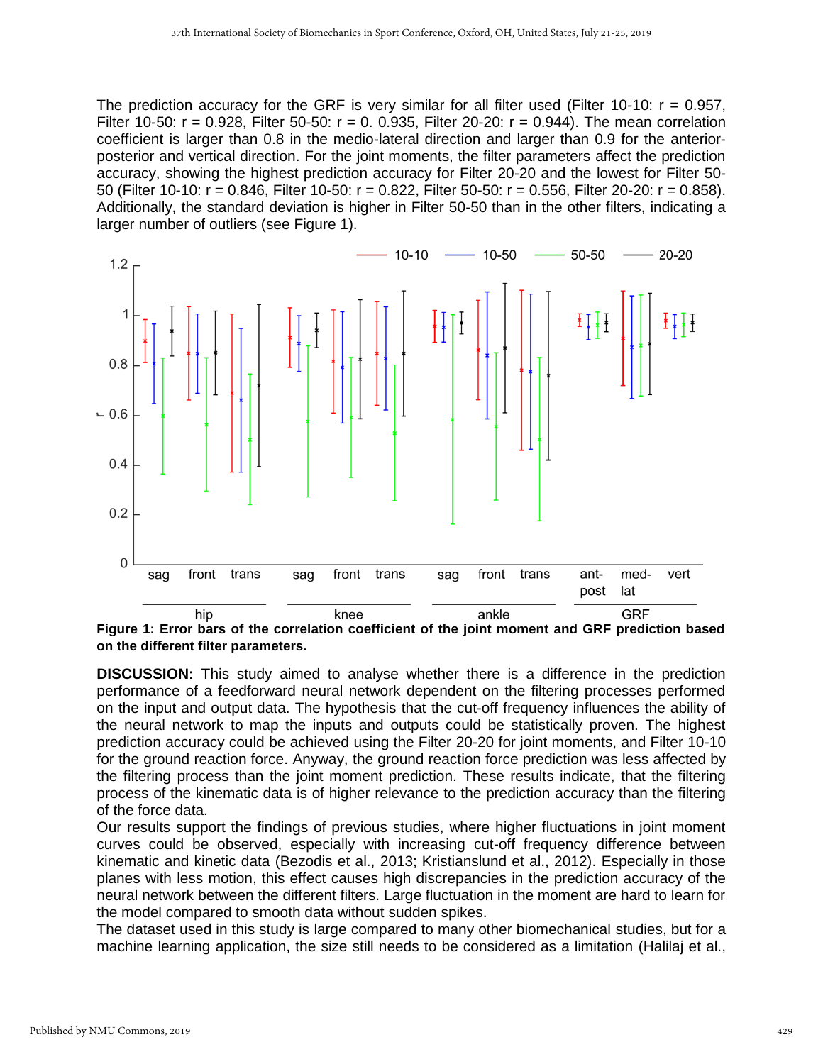The prediction accuracy for the GRF is very similar for all filter used (Filter 10-10: r = 0.957, Filter 10-50: r = 0.928, Filter 50-50: r = 0. 0.935, Filter 20-20: r = 0.944). The mean correlation coefficient is larger than 0.8 in the medio-lateral direction and larger than 0.9 for the anterior-posterior and vertical direction. For the joint moments, the filter parameters affect the prediction accuracy, showing the highest prediction accuracy for Filter 20-20 and the lowest for Filter 50-50 (Filter 10-10: r = 0.846, Filter 10-50: r = 0.822, Filter 50-50: r = 0.556, Filter 20-20: r = 0.858). Additionally, the standard deviation is higher in Filter 50-50 than in the other filters, indicating a larger number of outliers (see Figure 1).

**Figure 1: Error bars of the correlation coefficient of the joint moment and GRF prediction based on the different filter parameters.**

**DISCUSSION:** This study aimed to analyse whether there is a difference in the prediction performance of a feedforward neural network dependent on the filtering processes performed on the input and output data. The hypothesis that the cut-off frequency influences the ability of the neural network to map the inputs and outputs could be statistically proven. The highest prediction accuracy could be achieved using the Filter 20-20 for joint moments, and Filter 10-10 for the ground reaction force. Anyway, the ground reaction force prediction was less affected by the filtering process than the joint moment prediction. These results indicate, that the filtering process of the kinematic data is of higher relevance to the prediction accuracy than the filtering of the force data.

Our results support the findings of previous studies, where higher fluctuations in joint moment curves could be observed, especially with increasing cut-off frequency difference between kinematic and kinetic data (Bezodis et al., 2013; Kristianslund et al., 2012). Especially in those planes with less motion, this effect causes high discrepancies in the prediction accuracy of the neural network between the different filters. Large fluctuation in the moment are hard to learn for the model compared to smooth data without sudden spikes.

The dataset used in this study is large compared to many other biomechanical studies, but for a machine learning application, the size still needs to be considered as a limitation (Halilaj et al.,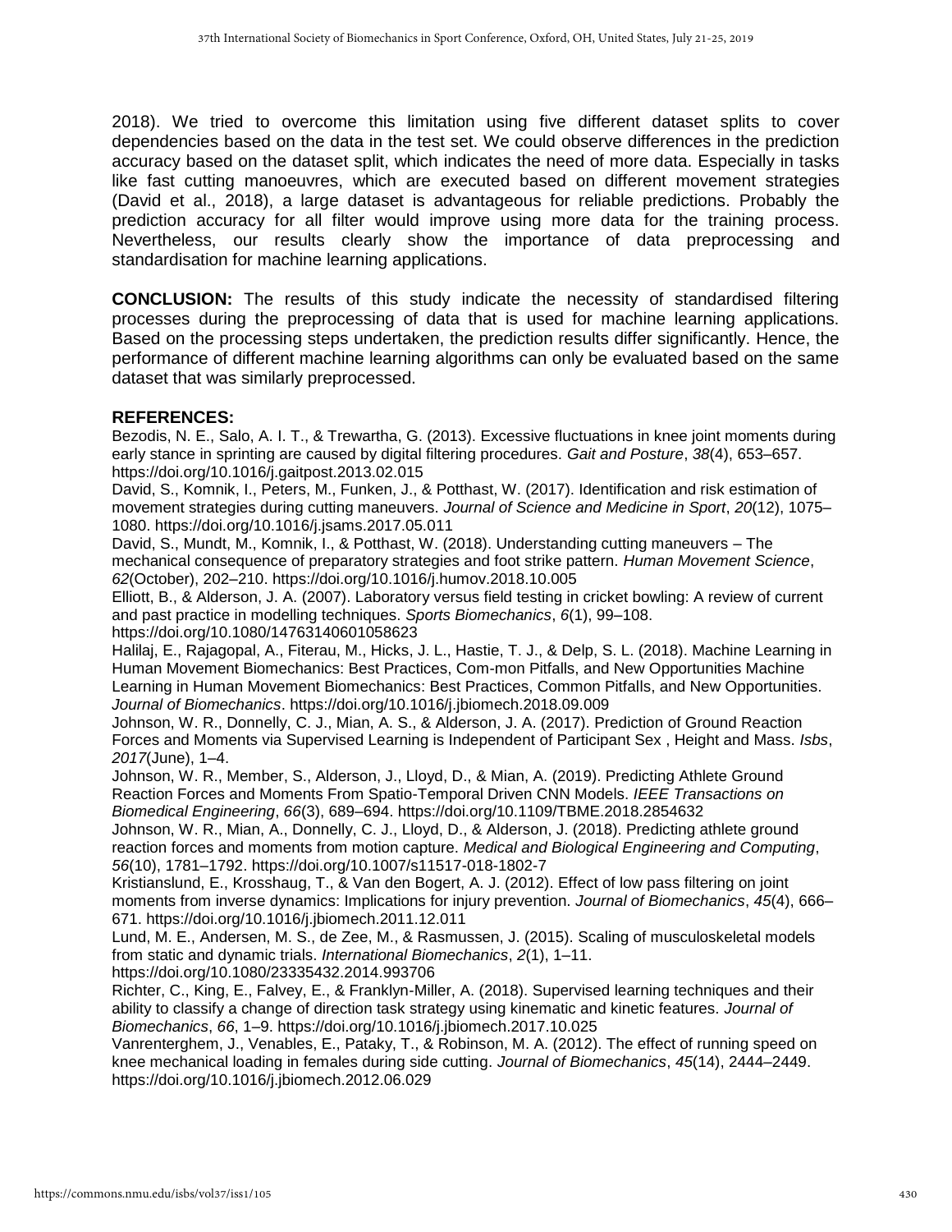2018). We tried to overcome this limitation using five different dataset splits to cover dependencies based on the data in the test set. We could observe differences in the prediction accuracy based on the dataset split, which indicates the need of more data. Especially in tasks like fast cutting manoeuvres, which are executed based on different movement strategies (David et al., 2018), a large dataset is advantageous for reliable predictions. Probably the prediction accuracy for all filter would improve using more data for the training process. Nevertheless, our results clearly show the importance of data preprocessing and standardisation for machine learning applications.

**CONCLUSION:** The results of this study indicate the necessity of standardised filtering processes during the preprocessing of data that is used for machine learning applications. Based on the processing steps undertaken, the prediction results differ significantly. Hence, the performance of different machine learning algorithms can only be evaluated based on the same dataset that was similarly preprocessed.

## REFERENCES:

Bezodis, N. E., Salo, A. I. T., & Trewartha, G. (2013). Excessive fluctuations in knee joint moments during early stance in sprinting are caused by digital filtering procedures. *Gait and Posture*, *38*(4), 653–657. https://doi.org/10.1016/j.gaitpost.2013.02.015

David, S., Komnik, I., Peters, M., Funken, J., & Potthast, W. (2017). Identification and risk estimation of movement strategies during cutting maneuvers. *Journal of Science and Medicine in Sport*, *20*(12), 1075–1080. https://doi.org/10.1016/j.jsams.2017.05.011

David, S., Mundt, M., Komnik, I., & Potthast, W. (2018). Understanding cutting maneuvers – The mechanical consequence of preparatory strategies and foot strike pattern. *Human Movement Science*, *62*(October), 202–210. https://doi.org/10.1016/j.humov.2018.10.005

Elliott, B., & Alderson, J. A. (2007). Laboratory versus field testing in cricket bowling: A review of current and past practice in modelling techniques. *Sports Biomechanics*, *6*(1), 99–108. https://doi.org/10.1080/14763140601058623

Halilaj, E., Rajagopal, A., Fiterau, M., Hicks, J. L., Hastie, T. J., & Delp, S. L. (2018). Machine Learning in Human Movement Biomechanics: Best Practices, Com-mon Pitfalls, and New Opportunities Machine Learning in Human Movement Biomechanics: Best Practices, Common Pitfalls, and New Opportunities. *Journal of Biomechanics*. https://doi.org/10.1016/j.jbiomech.2018.09.009

Johnson, W. R., Donnelly, C. J., Mian, A. S., & Alderson, J. A. (2017). Prediction of Ground Reaction Forces and Moments via Supervised Learning is Independent of Participant Sex , Height and Mass. *Isbs*, *2017*(June), 1–4.

Johnson, W. R., Member, S., Alderson, J., Lloyd, D., & Mian, A. (2019). Predicting Athlete Ground Reaction Forces and Moments From Spatio-Temporal Driven CNN Models. *IEEE Transactions on Biomedical Engineering*, *66*(3), 689–694. https://doi.org/10.1109/TBME.2018.2854632

Johnson, W. R., Mian, A., Donnelly, C. J., Lloyd, D., & Alderson, J. (2018). Predicting athlete ground reaction forces and moments from motion capture. *Medical and Biological Engineering and Computing*, *56*(10), 1781–1792. https://doi.org/10.1007/s11517-018-1802-7

Kristianslund, E., Krosshaug, T., & Van den Bogert, A. J. (2012). Effect of low pass filtering on joint moments from inverse dynamics: Implications for injury prevention. *Journal of Biomechanics*, *45*(4), 666–671. https://doi.org/10.1016/j.jbiomech.2011.12.011

Lund, M. E., Andersen, M. S., de Zee, M., & Rasmussen, J. (2015). Scaling of musculoskeletal models from static and dynamic trials. *International Biomechanics*, *2*(1), 1–11. https://doi.org/10.1080/23335432.2014.993706

Richter, C., King, E., Falvey, E., & Franklyn-Miller, A. (2018). Supervised learning techniques and their ability to classify a change of direction task strategy using kinematic and kinetic features. *Journal of Biomechanics*, *66*, 1–9. https://doi.org/10.1016/j.jbiomech.2017.10.025

Vanrenterghem, J., Venables, E., Pataky, T., & Robinson, M. A. (2012). The effect of running speed on knee mechanical loading in females during side cutting. *Journal of Biomechanics*, *45*(14), 2444–2449. https://doi.org/10.1016/j.jbiomech.2012.06.029